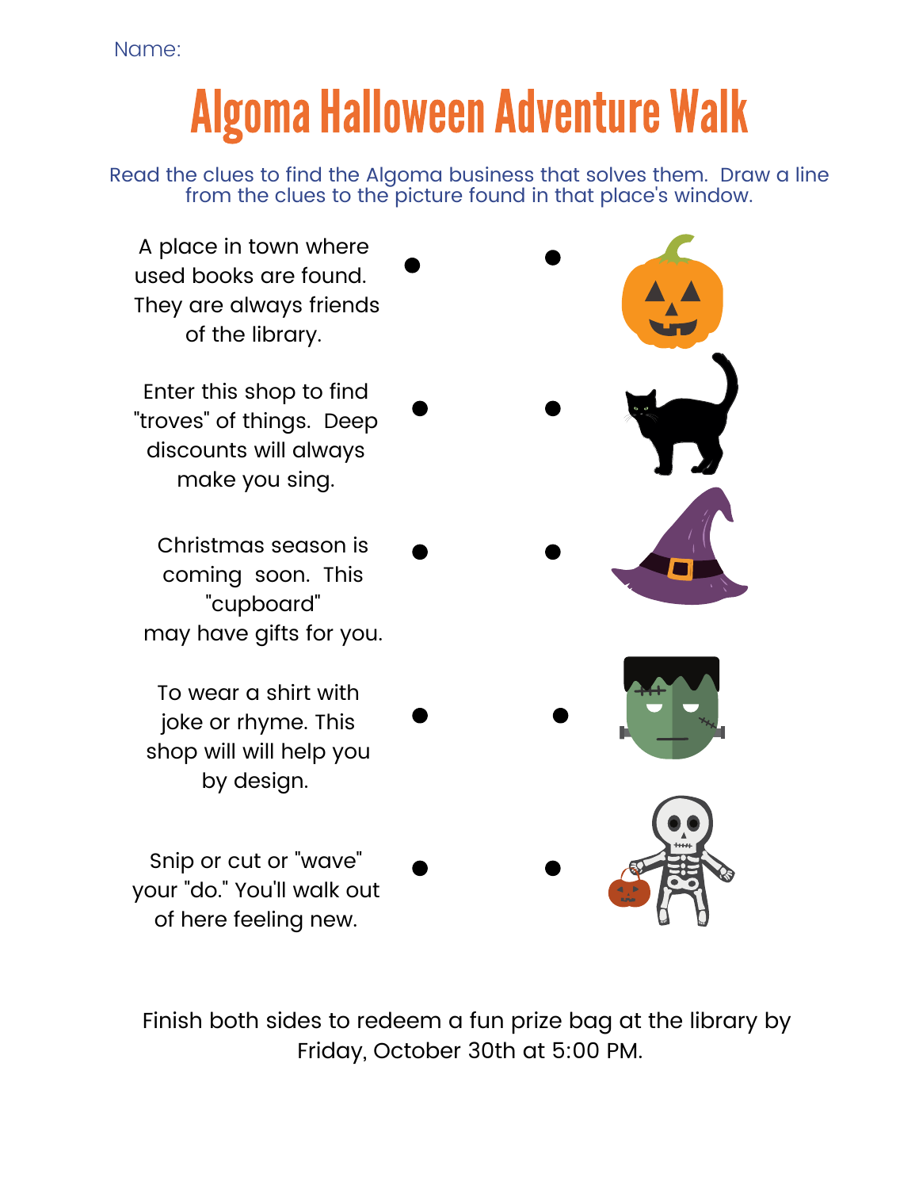Name:

# Algoma Halloween Adventure Walk

Read the clues to find the Algoma business that solves them. Draw a line from the clues to the picture found in that place's window.

A place in town where used books are found. They are always friends of the library.

Enter this shop to find "troves" of things. Deep discounts will always make you sing.

Christmas season is coming soon. This "cupboard" may have gifts for you.

To wear a shirt with joke or rhyme. This shop will will help you by design.

Snip or cut or "wave" your "do." You'll walk out of here feeling new.

Finish both sides to redeem a fun prize bag at the library by Friday, October 30th at 5:00 PM.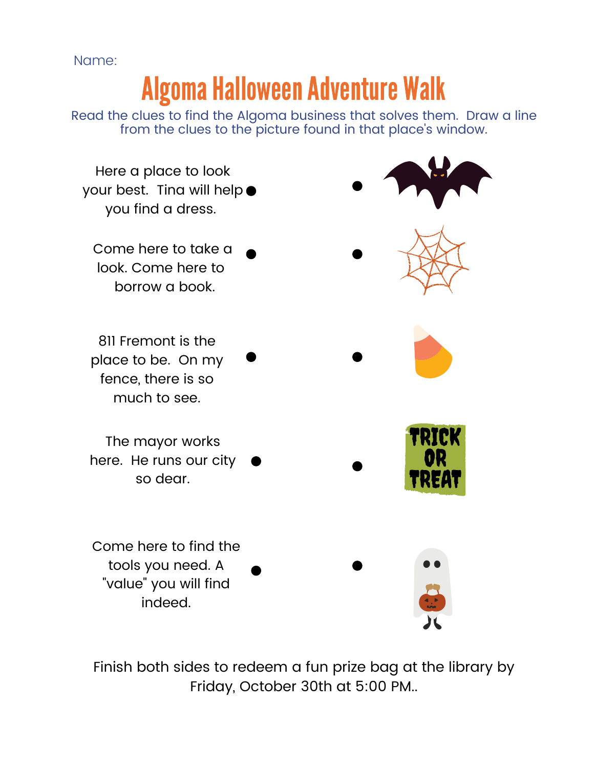Name:

# Algoma Halloween Adventure Walk

Read the clues to find the Algoma business that solves them. Draw a line from the clues to the picture found in that place's window.

Here a place to look your best. Tina will help you find a dress.

Come here to take a look. Come here to borrow a book.

811 Fremont is the place to be. On my fence, there is so much to see.

The mayor works here. He runs our city so dear.

Come here to find the tools you need. A "value" you will find indeed.

TRICK OR TREAT

Finish both sides to redeem a fun prize bag at the library by Friday, October 30th at 5:00 PM..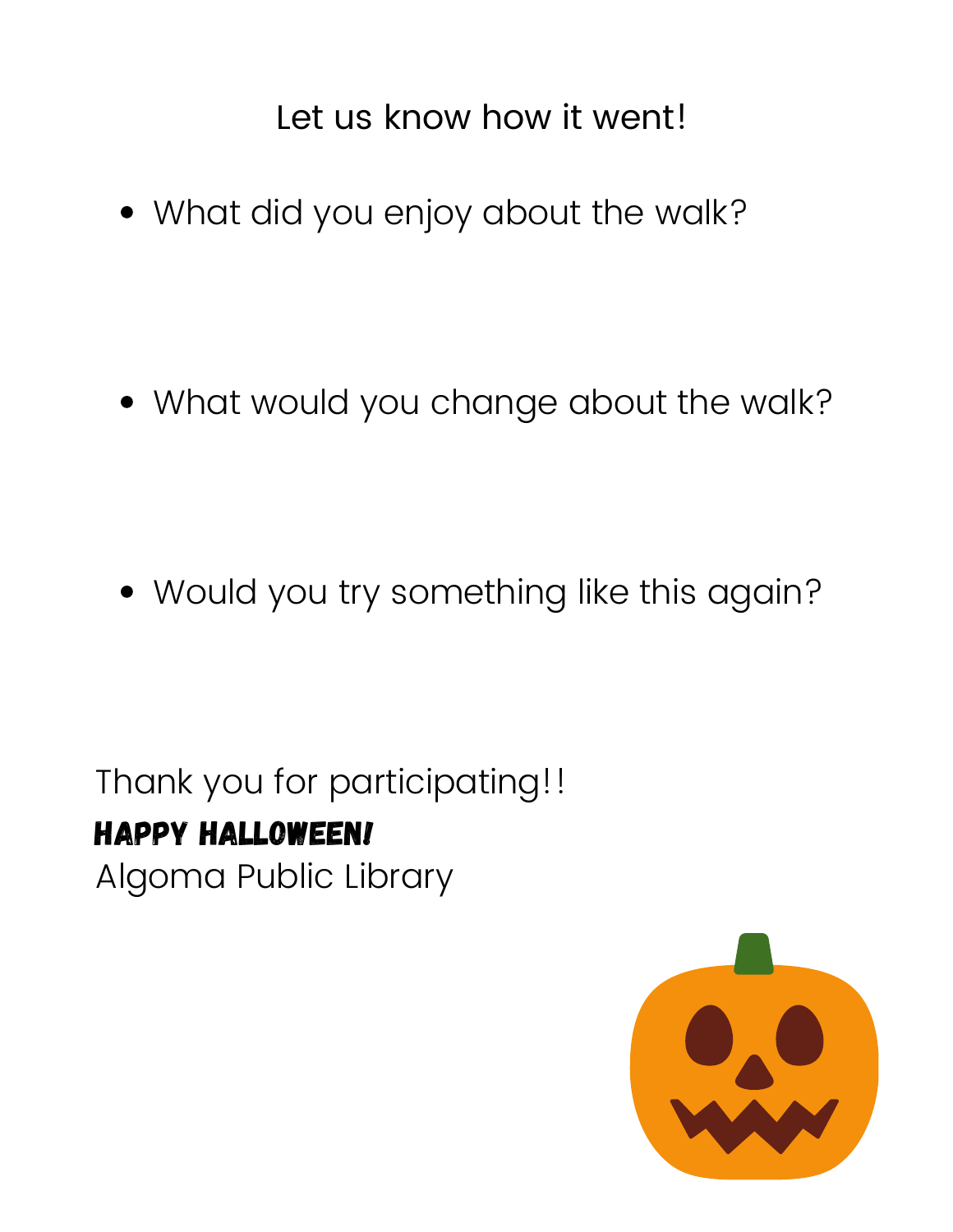Let us know how it went!

- What did you enjoy about the walk?

- What would you change about the walk?

- Would you try something like this again?

Thank you for participating!!

**HAPPY HALLOWEEN!**

Algoma Public Library